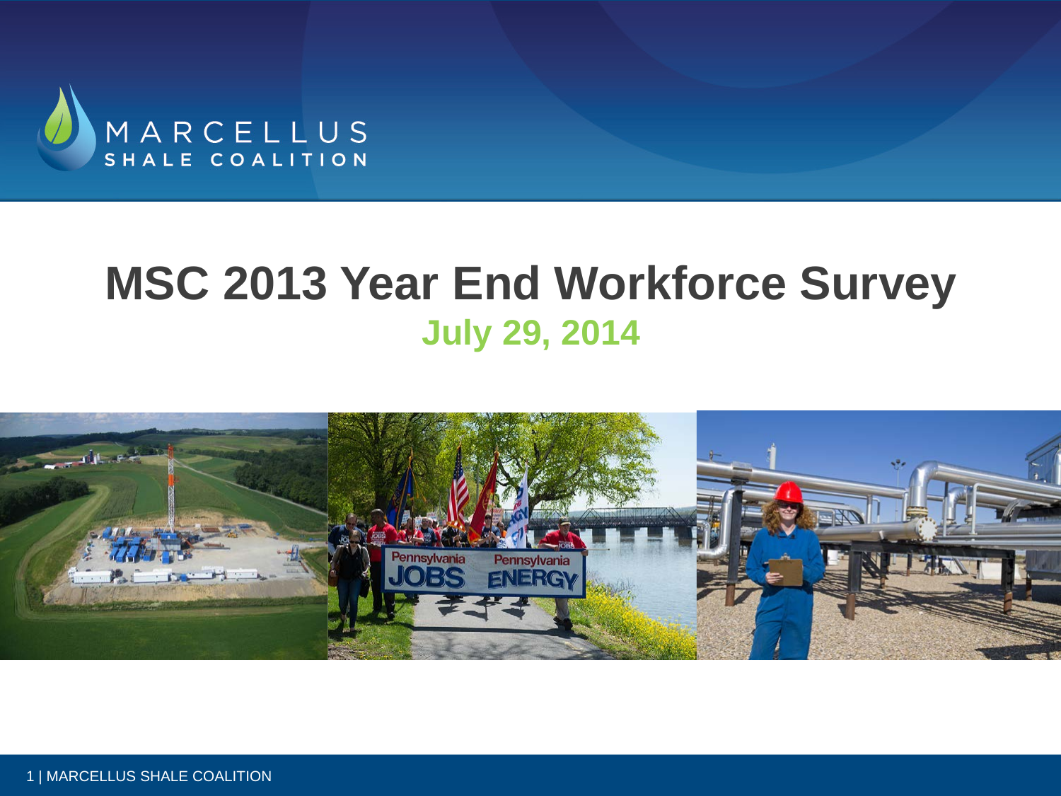MARCELLUS SHALE COALITION

# MSC 2013 Year End Workforce Survey

**July 29, 2014**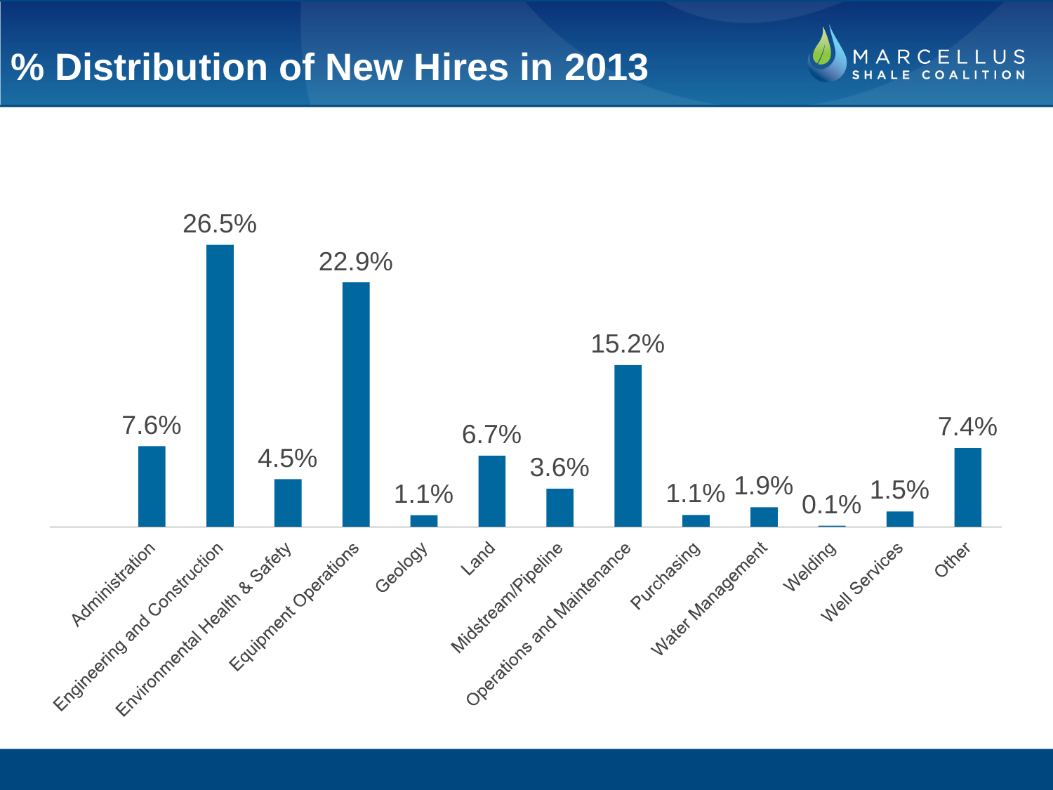# % Distribution of New Hires in 2013

| Category | % |
|---|---|
| Administration | 7.6% |
| Engineering and Construction | 26.5% |
| Environmental Health & Safety | 4.5% |
| Equipment Operations | 22.9% |
| Geology | 1.1% |
| Land | 6.7% |
| Midstream/Pipeline | 3.6% |
| Operations and Maintenance | 15.2% |
| Purchasing | 1.1% |
| Water Management | 1.9% |
| Welding | 0.1% |
| Well Services | 1.5% |
| Other | 7.4% |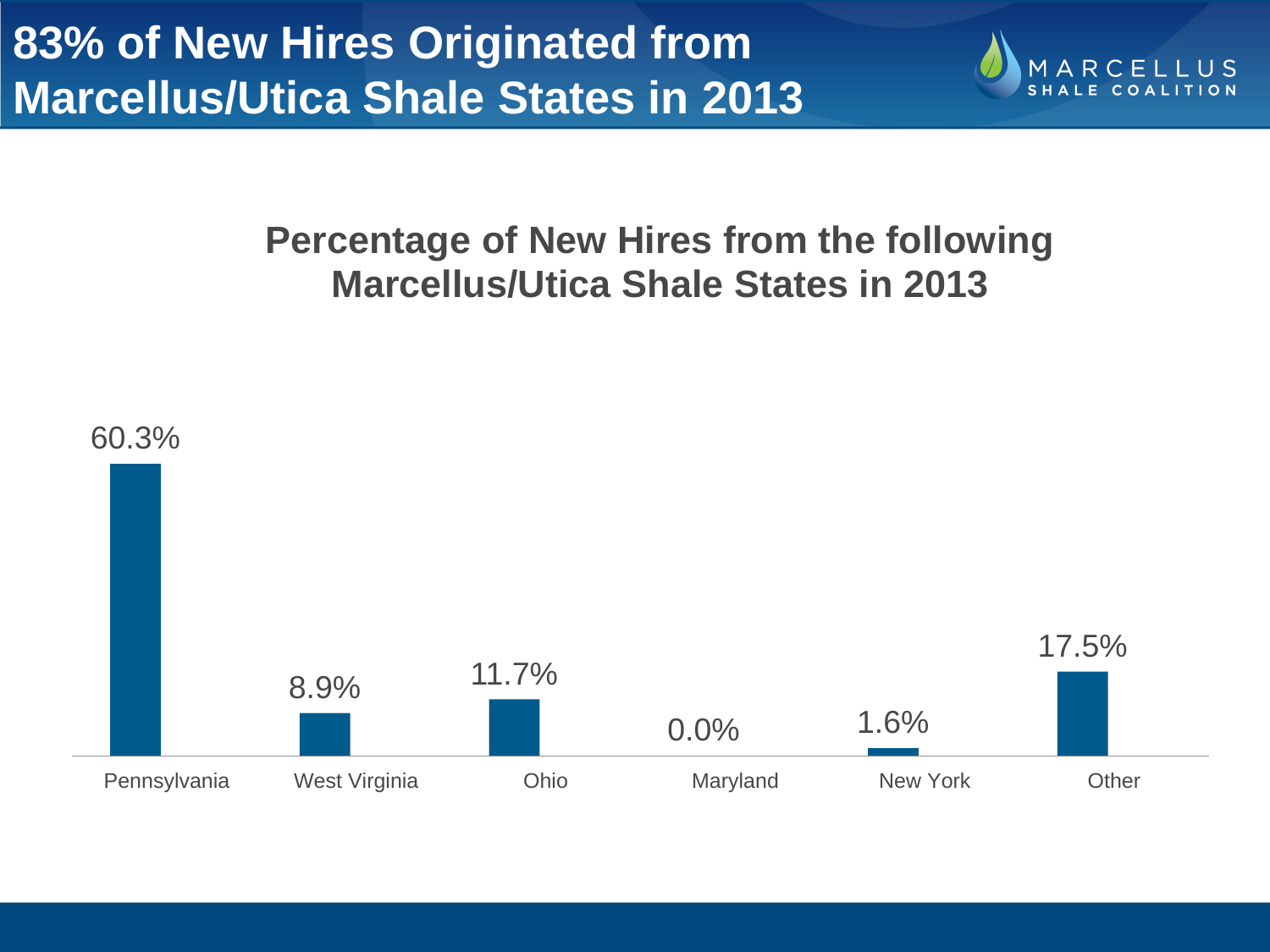# 83% of New Hires Originated from Marcellus/Utica Shale States in 2013

## Percentage of New Hires from the following Marcellus/Utica Shale States in 2013

| State | Percentage |
|---|---|
| Pennsylvania | 60.3% |
| West Virginia | 8.9% |
| Ohio | 11.7% |
| Maryland | 0.0% |
| New York | 1.6% |
| Other | 17.5% |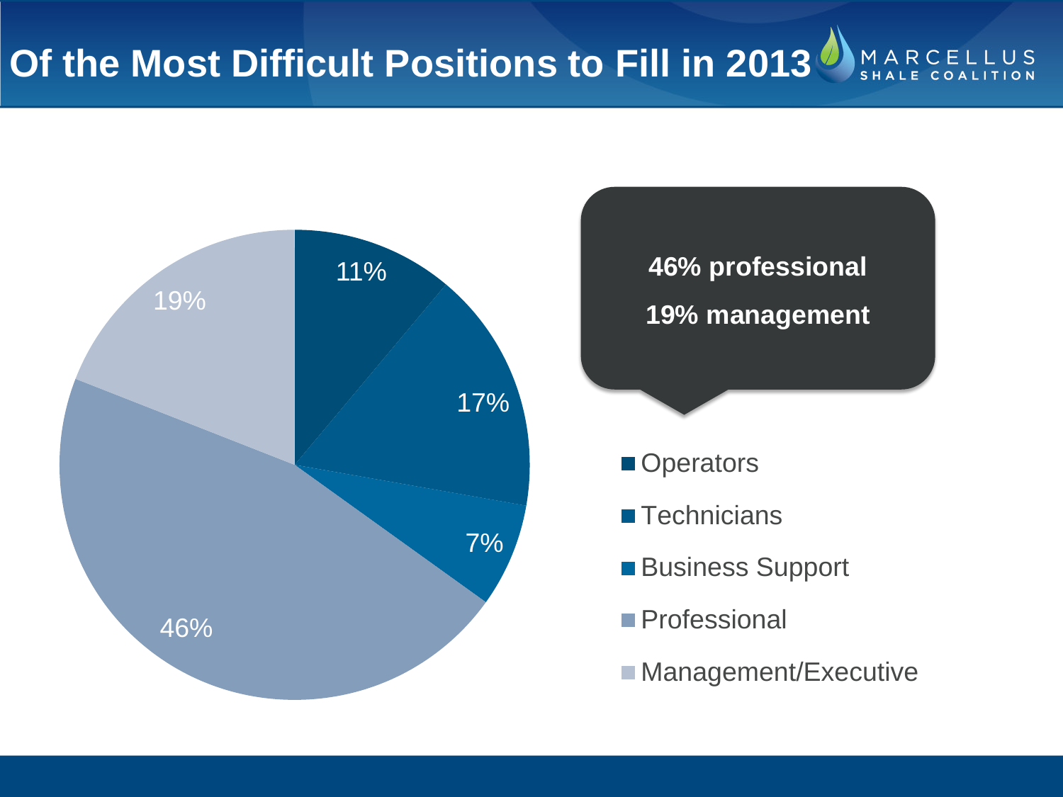# Of the Most Difficult Positions to Fill in 2013

**46% professional**

**19% management**

| Position | Percentage |
| --- | --- |
| Operators | 11% |
| Technicians | 17% |
| Business Support | 7% |
| Professional | 46% |
| Management/Executive | 19% |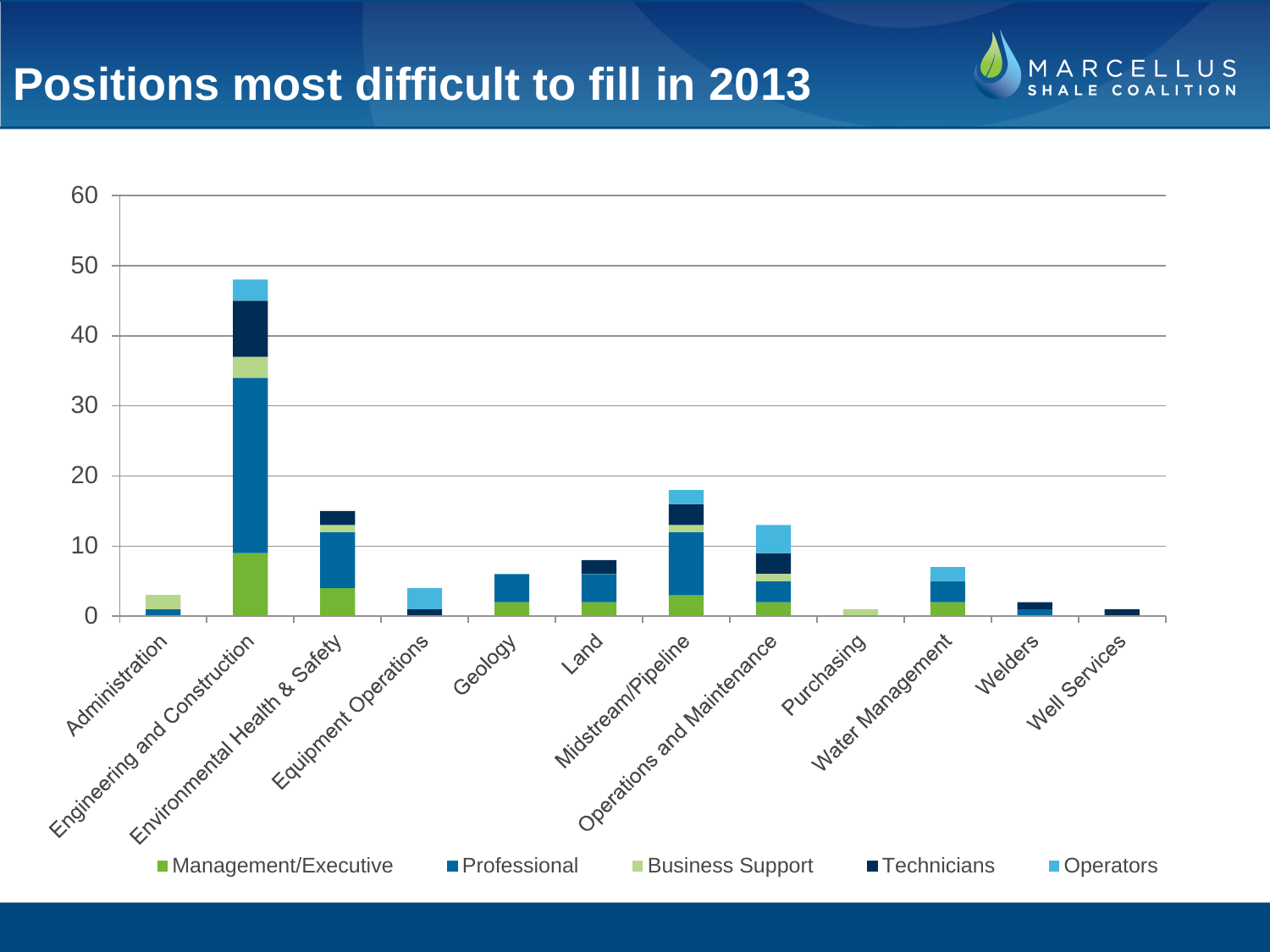# Positions most difficult to fill in 2013

| Position | Management/Executive | Professional | Business Support | Technicians | Operators |
|---|---|---|---|---|---|
| Administration | 0 | 1 | 2 | 0 | 0 |
| Engineering and Construction | 9 | 25 | 3 | 8 | 3 |
| Environmental Health & Safety | 4 | 8 | 1 | 2 | 0 |
| Equipment Operations | 0 | 0 | 0 | 1 | 3 |
| Geology | 2 | 4 | 0 | 0 | 0 |
| Land | 2 | 4 | 0 | 2 | 0 |
| Midstream/Pipeline | 3 | 9 | 1 | 3 | 2 |
| Operations and Maintenance | 2 | 3 | 1 | 3 | 4 |
| Purchasing | 0 | 0 | 1 | 0 | 0 |
| Water Management | 2 | 3 | 0 | 0 | 2 |
| Welders | 0 | 1 | 0 | 1 | 0 |
| Well Services | 0 | 0 | 0 | 1 | 0 |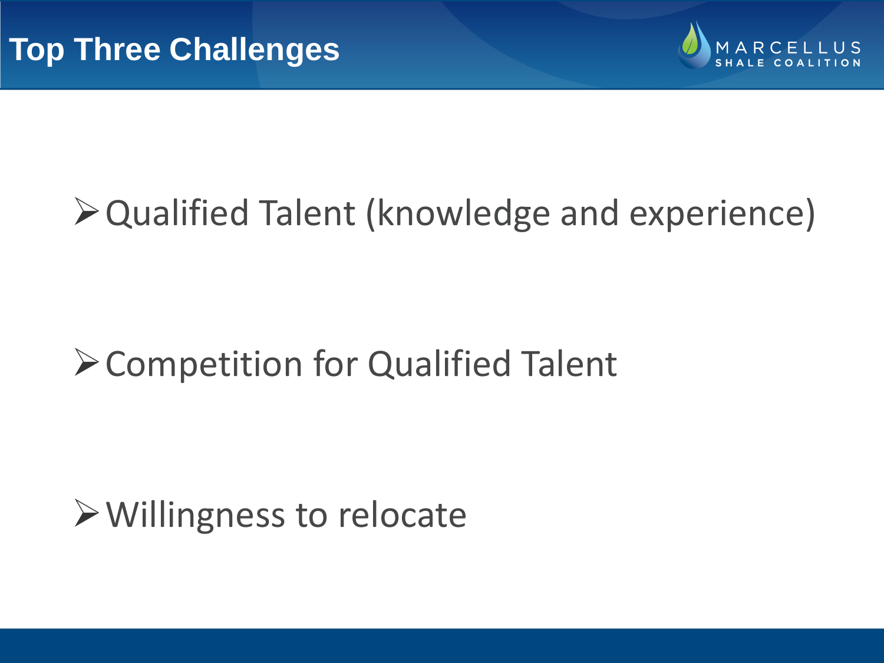# Top Three Challenges

- Qualified Talent (knowledge and experience)
- Competition for Qualified Talent
- Willingness to relocate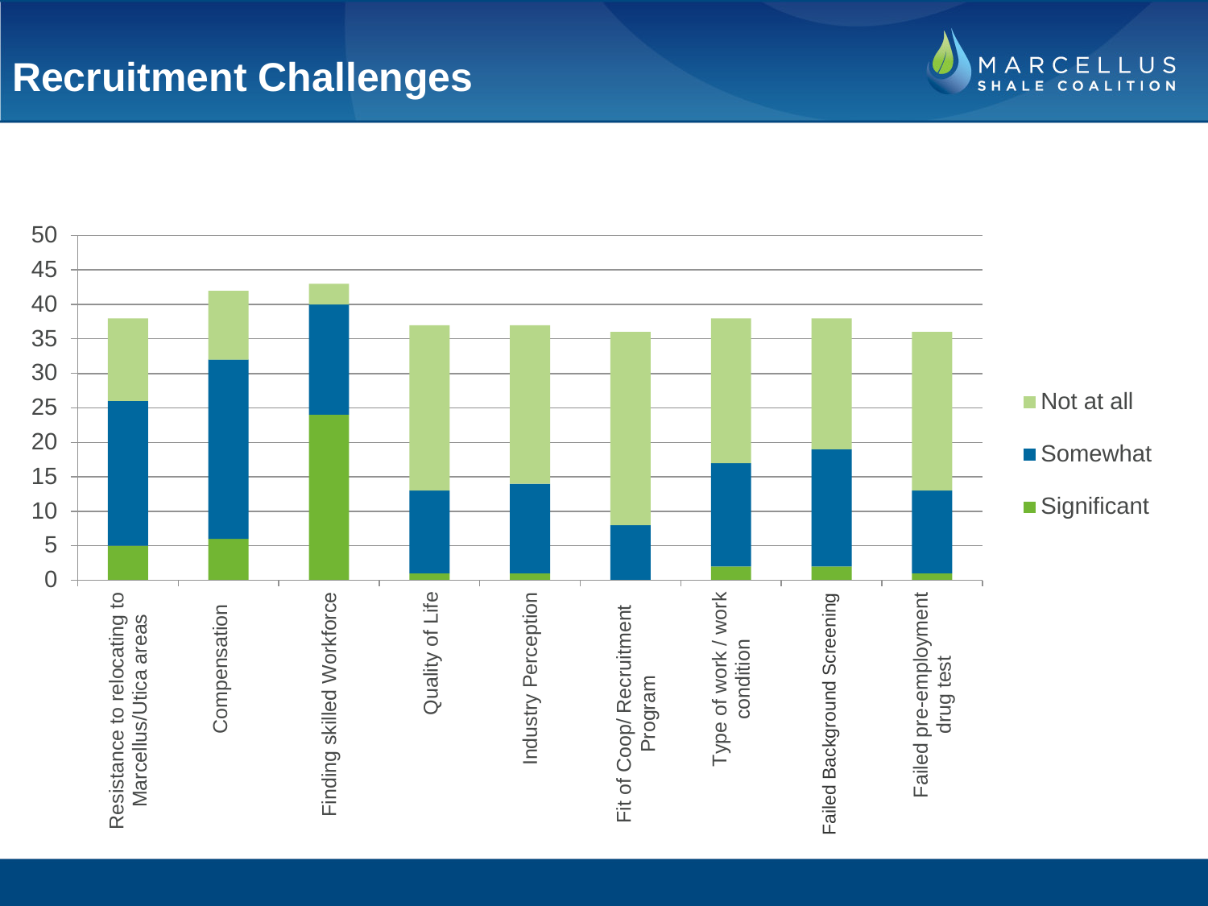# Recruitment Challenges

| Category | Significant | Somewhat | Not at all |
|---|---|---|---|
| Resistance to relocating to Marcellus/Utica areas | 5 | 21 | 12 |
| Compensation | 6 | 26 | 10 |
| Finding skilled Workforce | 24 | 16 | 3 |
| Quality of Life | 1 | 12 | 24 |
| Industry Perception | 1 | 13 | 23 |
| Fit of Coop/ Recruitment Program | 0 | 8 | 28 |
| Type of work / work condition | 2 | 15 | 21 |
| Failed Background Screening | 2 | 17 | 19 |
| Failed pre-employment drug test | 1 | 12 | 23 |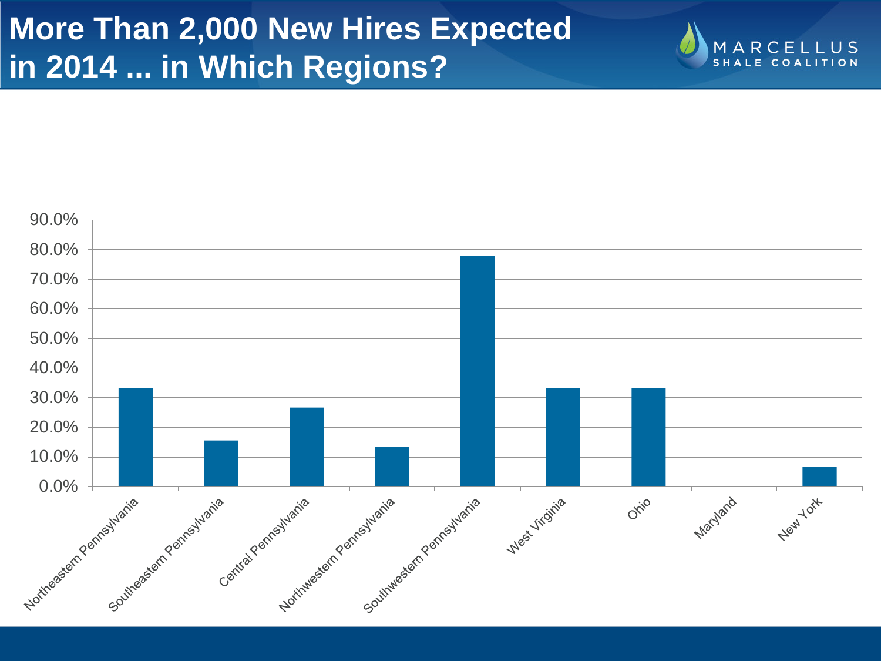# More Than 2,000 New Hires Expected in 2014 ... in Which Regions?

| Region | Percentage |
|---|---|
| Northeastern Pennsylvania | ~33% |
| Southeastern Pennsylvania | ~15.5% |
| Central Pennsylvania | ~26.5% |
| Northwestern Pennsylvania | ~13% |
| Southwestern Pennsylvania | ~77.5% |
| West Virginia | ~33% |
| Ohio | ~33% |
| Maryland | 0.0% |
| New York | ~6.5% |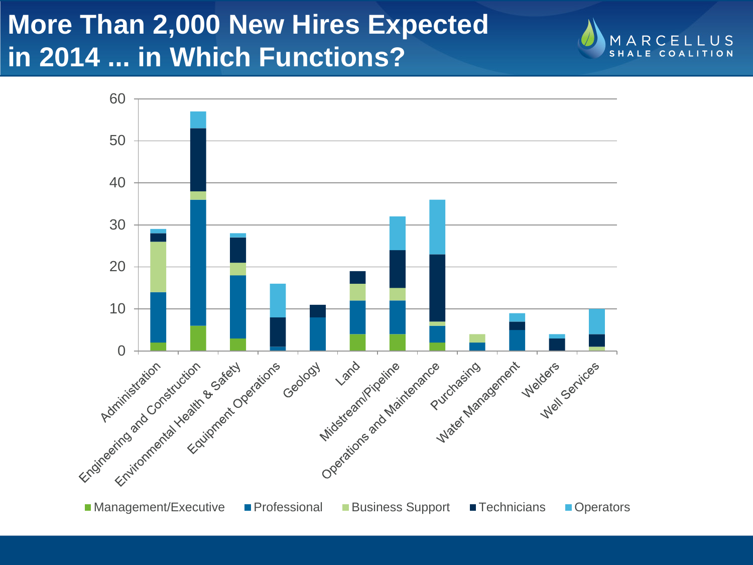# More Than 2,000 New Hires Expected in 2014 ... in Which Functions?

| Function | Management/Executive | Professional | Business Support | Technicians | Operators |
| --- | --- | --- | --- | --- | --- |
| Administration | 2 | 12 | 12 | 2 | 1 |
| Engineering and Construction | 6 | 30 | 2 | 15 | 4 |
| Environmental Health & Safety | 3 | 15 | 3 | 6 | 1 |
| Equipment Operations | 0 | 1 | 0 | 7 | 8 |
| Geology | 0 | 8 | 0 | 3 | 0 |
| Land | 4 | 8 | 4 | 3 | 0 |
| Midstream/Pipeline | 4 | 8 | 3 | 9 | 8 |
| Operations and Maintenance | 2 | 4 | 1 | 16 | 13 |
| Purchasing | 0 | 2 | 2 | 0 | 0 |
| Water Management | 0 | 5 | 0 | 2 | 2 |
| Welders | 0 | 0 | 0 | 3 | 1 |
| Well Services | 0 | 0 | 1 | 3 | 6 |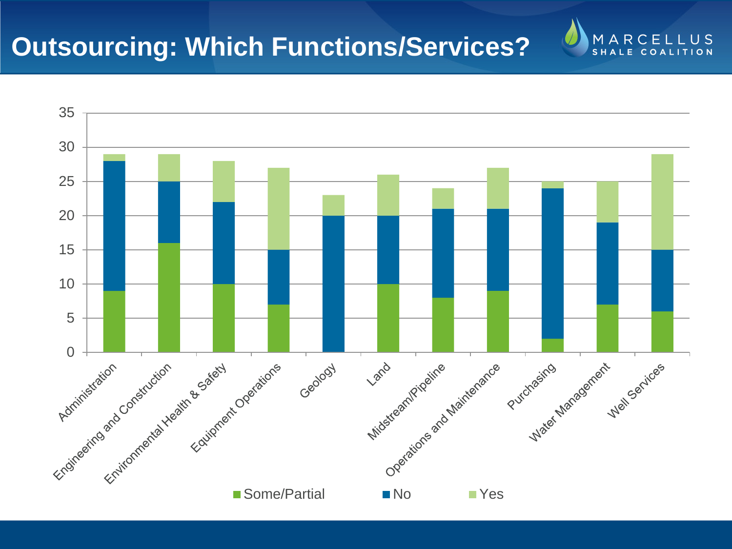# Outsourcing: Which Functions/Services?

| Function/Service | Some/Partial | No | Yes |
|---|---|---|---|
| Administration | 9 | 19 | 1 |
| Engineering and Construction | 16 | 9 | 4 |
| Environmental Health & Safety | 10 | 12 | 6 |
| Equipment Operations | 7 | 8 | 12 |
| Geology | 0 | 20 | 3 |
| Land | 10 | 10 | 6 |
| Midstream/Pipeline | 8 | 13 | 3 |
| Operations and Maintenance | 9 | 12 | 6 |
| Purchasing | 2 | 22 | 1 |
| Water Management | 7 | 12 | 6 |
| Well Services | 6 | 9 | 14 |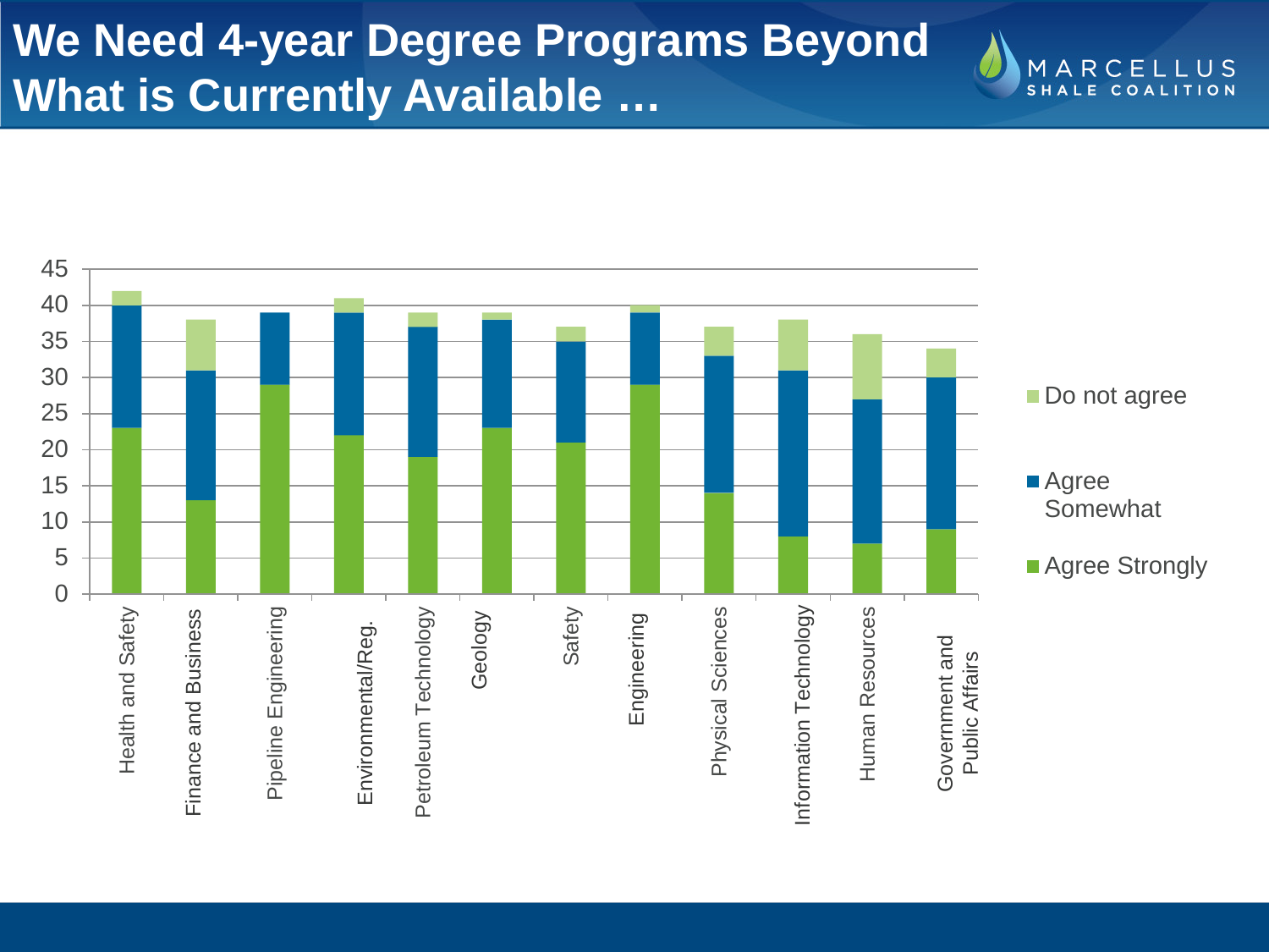# We Need 4-year Degree Programs Beyond What is Currently Available …

| Program | Agree Strongly | Agree Somewhat | Do not agree |
|---|---|---|---|
| Health and Safety | 23 | 17 | 2 |
| Finance and Business | 13 | 18 | 7 |
| Pipeline Engineering | 29 | 10 | 0 |
| Environmental/Reg. | 22 | 17 | 2 |
| Petroleum Technology | 19 | 18 | 2 |
| Geology | 23 | 15 | 1 |
| Safety | 21 | 14 | 2 |
| Engineering | 29 | 10 | 1 |
| Physical Sciences | 14 | 19 | 4 |
| Information Technology | 8 | 23 | 7 |
| Human Resources | 7 | 20 | 9 |
| Government and Public Affairs | 9 | 21 | 4 |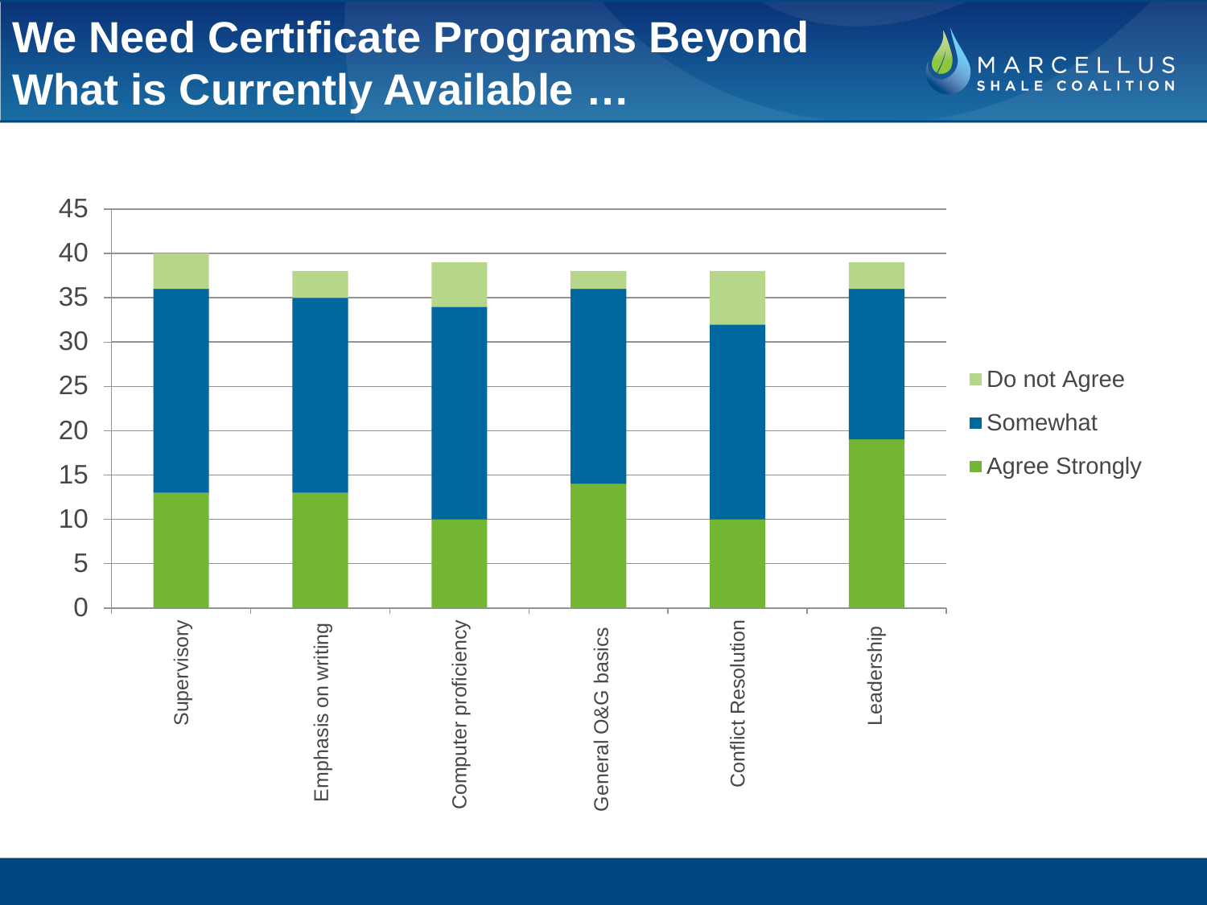# We Need Certificate Programs Beyond What is Currently Available …

| | Agree Strongly | Somewhat | Do not Agree |
|---|---|---|---|
| Supervisory | 13 | 23 | 4 |
| Emphasis on writing | 13 | 22 | 3 |
| Computer proficiency | 10 | 24 | 5 |
| General O&G basics | 14 | 22 | 2 |
| Conflict Resolution | 10 | 22 | 6 |
| Leadership | 19 | 17 | 3 |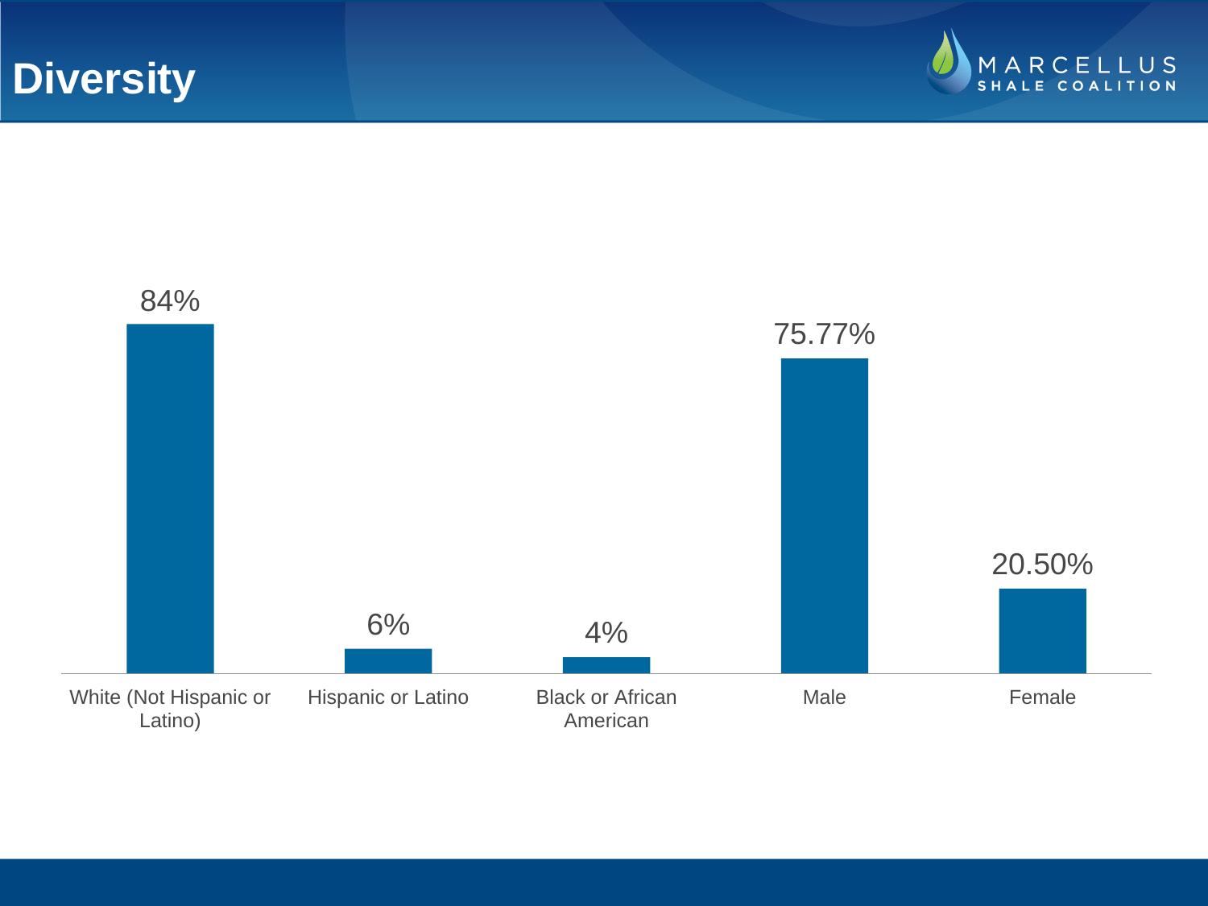# Diversity

| White (Not Hispanic or Latino) | Hispanic or Latino | Black or African American | Male | Female |
|---|---|---|---|---|
| 84% | 6% | 4% | 75.77% | 20.50% |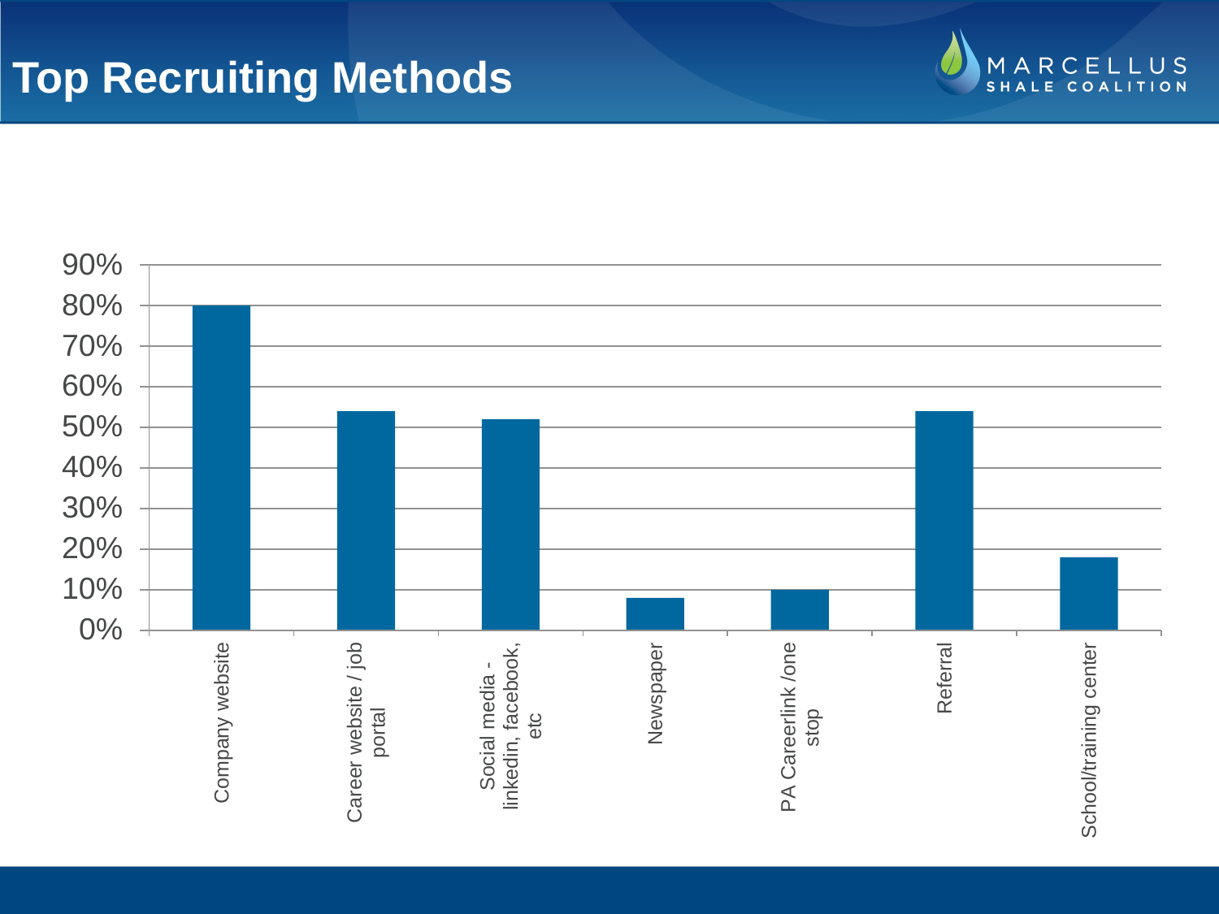# Top Recruiting Methods

| Method | Percentage |
|---|---|
| Company website | 80% |
| Career website / job portal | 54% |
| Social media - linkedin, facebook, etc | 52% |
| Newspaper | 8% |
| PA Careerlink /one stop | 10% |
| Referral | 54% |
| School/training center | 18% |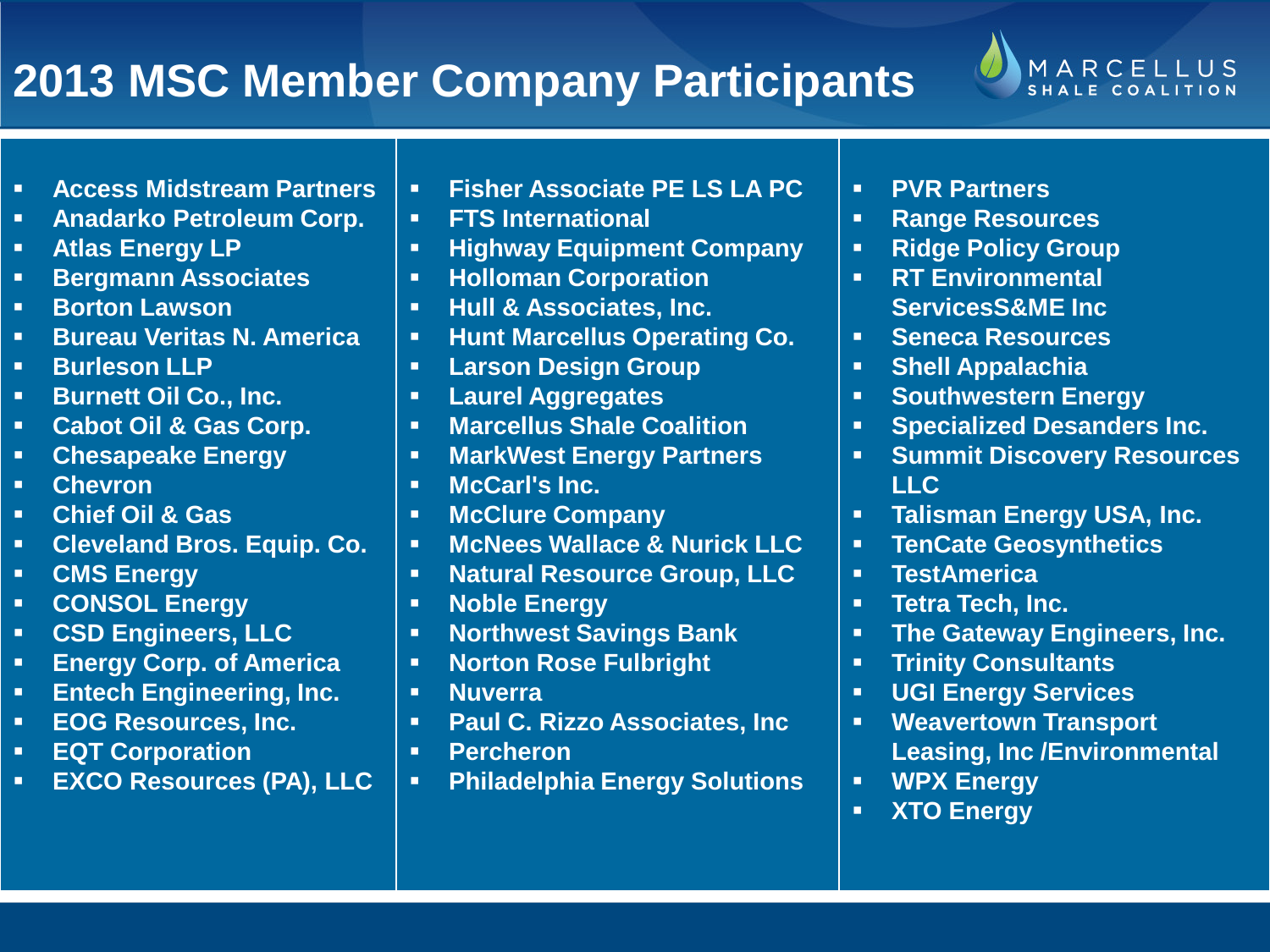# 2013 MSC Member Company Participants

- Access Midstream Partners
- Anadarko Petroleum Corp.
- Atlas Energy LP
- Bergmann Associates
- Borton Lawson
- Bureau Veritas N. America
- Burleson LLP
- Burnett Oil Co., Inc.
- Cabot Oil & Gas Corp.
- Chesapeake Energy
- Chevron
- Chief Oil & Gas
- Cleveland Bros. Equip. Co.
- CMS Energy
- CONSOL Energy
- CSD Engineers, LLC
- Energy Corp. of America
- Entech Engineering, Inc.
- EOG Resources, Inc.
- EQT Corporation
- EXCO Resources (PA), LLC
- Fisher Associate PE LS LA PC
- FTS International
- Highway Equipment Company
- Holloman Corporation
- Hull & Associates, Inc.
- Hunt Marcellus Operating Co.
- Larson Design Group
- Laurel Aggregates
- Marcellus Shale Coalition
- MarkWest Energy Partners
- McCarl's Inc.
- McClure Company
- McNees Wallace & Nurick LLC
- Natural Resource Group, LLC
- Noble Energy
- Northwest Savings Bank
- Norton Rose Fulbright
- Nuverra
- Paul C. Rizzo Associates, Inc
- Percheron
- Philadelphia Energy Solutions
- PVR Partners
- Range Resources
- Ridge Policy Group
- RT Environmental ServicesS&ME Inc
- Seneca Resources
- Shell Appalachia
- Southwestern Energy
- Specialized Desanders Inc.
- Summit Discovery Resources LLC
- Talisman Energy USA, Inc.
- TenCate Geosynthetics
- TestAmerica
- Tetra Tech, Inc.
- The Gateway Engineers, Inc.
- Trinity Consultants
- UGI Energy Services
- Weavertown Transport Leasing, Inc /Environmental
- WPX Energy
- XTO Energy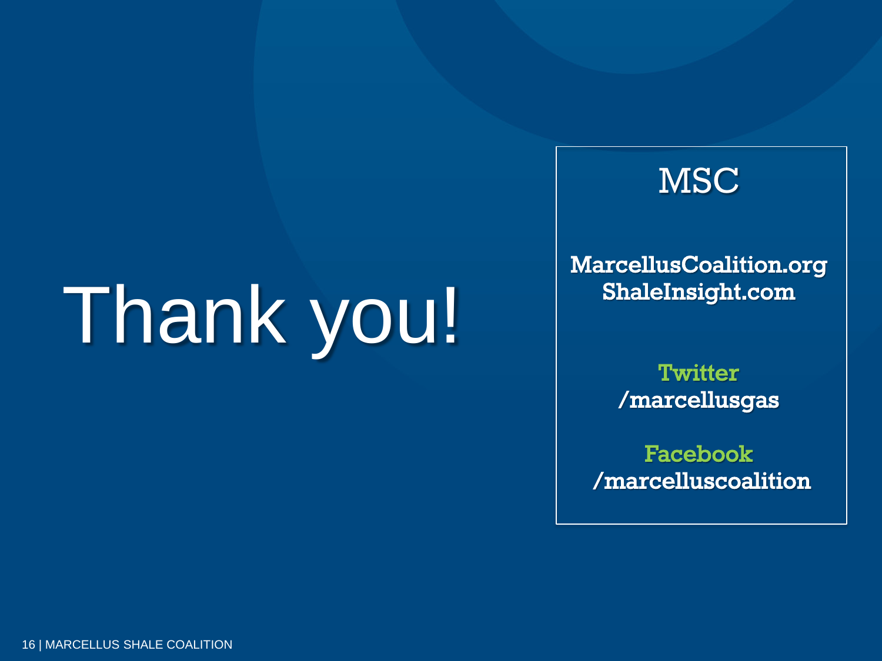# Thank you!

## MSC

**MarcellusCoalition.org**
**ShaleInsight.com**

**Twitter**
**/marcellusgas**

**Facebook**
**/marcelluscoalition**